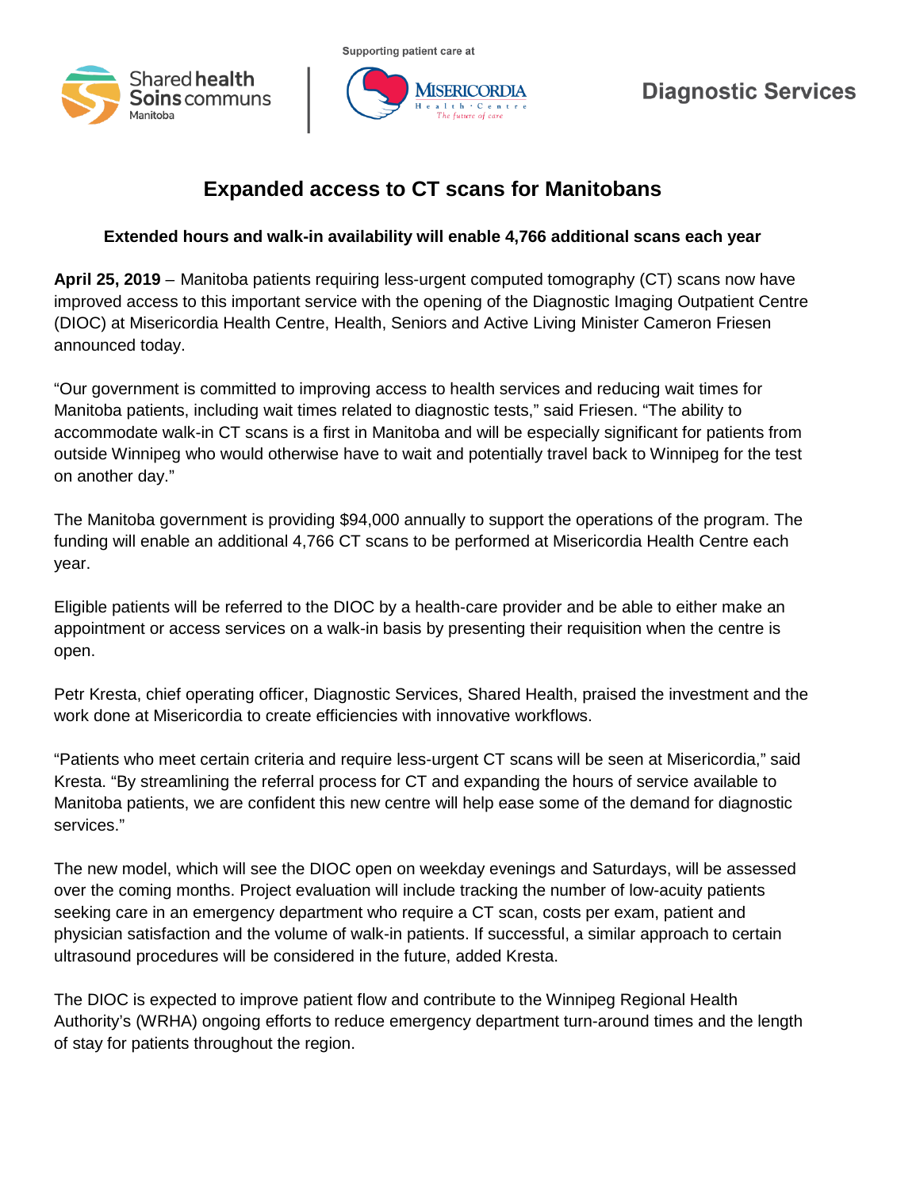Supporting patient care at

Diagnostic Services

# Expanded access to CT scans for Manitobans

**Extended hours and walk-in availability will enable 4,766 additional scans each year**

**April 25, 2019** – Manitoba patients requiring less-urgent computed tomography (CT) scans now have improved access to this important service with the opening of the Diagnostic Imaging Outpatient Centre (DIOC) at Misericordia Health Centre, Health, Seniors and Active Living Minister Cameron Friesen announced today.

"Our government is committed to improving access to health services and reducing wait times for Manitoba patients, including wait times related to diagnostic tests," said Friesen. "The ability to accommodate walk-in CT scans is a first in Manitoba and will be especially significant for patients from outside Winnipeg who would otherwise have to wait and potentially travel back to Winnipeg for the test on another day."

The Manitoba government is providing $94,000 annually to support the operations of the program. The funding will enable an additional 4,766 CT scans to be performed at Misericordia Health Centre each year.

Eligible patients will be referred to the DIOC by a health-care provider and be able to either make an appointment or access services on a walk-in basis by presenting their requisition when the centre is open.

Petr Kresta, chief operating officer, Diagnostic Services, Shared Health, praised the investment and the work done at Misericordia to create efficiencies with innovative workflows.

"Patients who meet certain criteria and require less-urgent CT scans will be seen at Misericordia," said Kresta. "By streamlining the referral process for CT and expanding the hours of service available to Manitoba patients, we are confident this new centre will help ease some of the demand for diagnostic services."

The new model, which will see the DIOC open on weekday evenings and Saturdays, will be assessed over the coming months. Project evaluation will include tracking the number of low-acuity patients seeking care in an emergency department who require a CT scan, costs per exam, patient and physician satisfaction and the volume of walk-in patients. If successful, a similar approach to certain ultrasound procedures will be considered in the future, added Kresta.

The DIOC is expected to improve patient flow and contribute to the Winnipeg Regional Health Authority's (WRHA) ongoing efforts to reduce emergency department turn-around times and the length of stay for patients throughout the region.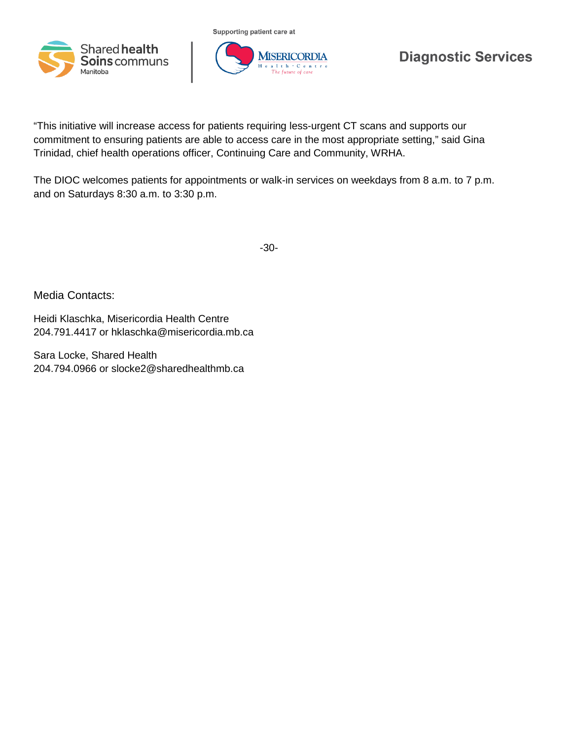"This initiative will increase access for patients requiring less-urgent CT scans and supports our commitment to ensuring patients are able to access care in the most appropriate setting," said Gina Trinidad, chief health operations officer, Continuing Care and Community, WRHA.

The DIOC welcomes patients for appointments or walk-in services on weekdays from 8 a.m. to 7 p.m. and on Saturdays 8:30 a.m. to 3:30 p.m.

-30-

Media Contacts:

Heidi Klaschka, Misericordia Health Centre
204.791.4417 or hklaschka@misericordia.mb.ca

Sara Locke, Shared Health
204.794.0966 or slocke2@sharedhealthmb.ca